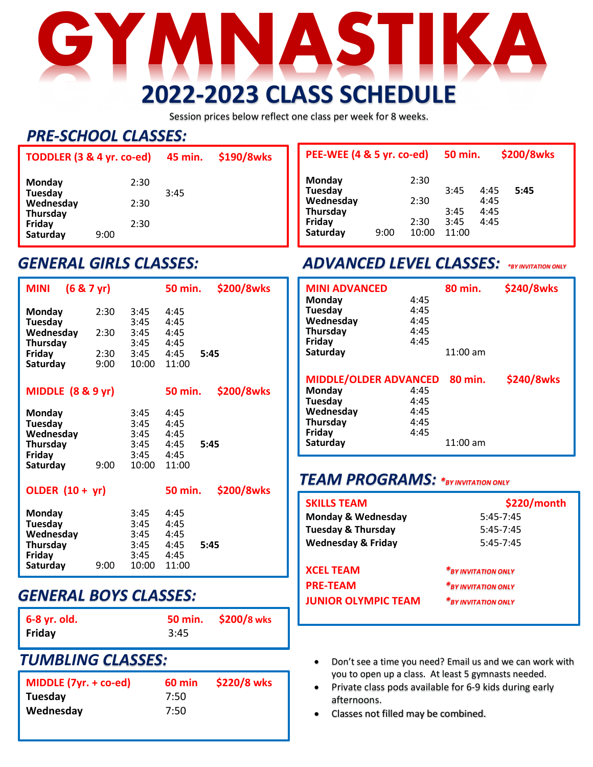# GYMNASTIKA

## 2022-2023 CLASS SCHEDULE

Session prices below reflect one class per week for 8 weeks.

## *PRE-SCHOOL CLASSES:*

**TODDLER (3 & 4 yr. co-ed) — 45 min. — $190/8wks**

| Day | | | |
|---|---|---|---|
| Monday | | 2:30 | |
| Tuesday | | | 3:45 |
| Wednesday | | 2:30 | |
| Thursday | | | |
| Friday | | 2:30 | |
| Saturday | 9:00 | | |

**PEE-WEE (4 & 5 yr. co-ed) — 50 min. — $200/8wks**

| Day | | | | | |
|---|---|---|---|---|---|
| Monday | | 2:30 | | | |
| Tuesday | | | 3:45 | 4:45 | **5:45** |
| Wednesday | | 2:30 | | 4:45 | |
| Thursday | | | 3:45 | 4:45 | |
| Friday | | 2:30 | 3:45 | 4:45 | |
| Saturday | 9:00 | 10:00 | 11:00 | | |

## *GENERAL GIRLS CLASSES:*

**MINI (6 & 7 yr) — 50 min. — $200/8wks**

| Day | | | | |
|---|---|---|---|---|
| Monday | 2:30 | 3:45 | 4:45 | |
| Tuesday | | 3:45 | 4:45 | |
| Wednesday | 2:30 | 3:45 | 4:45 | |
| Thursday | | 3:45 | 4:45 | |
| Friday | 2:30 | 3:45 | 4:45 | **5:45** |
| Saturday | 9:00 | 10:00 | 11:00 | |

**MIDDLE (8 & 9 yr) — 50 min. — $200/8wks**

| Day | | | | |
|---|---|---|---|---|
| Monday | | 3:45 | 4:45 | |
| Tuesday | | 3:45 | 4:45 | |
| Wednesday | | 3:45 | 4:45 | |
| Thursday | | 3:45 | 4:45 | **5:45** |
| Friday | | 3:45 | 4:45 | |
| Saturday | 9:00 | 10:00 | 11:00 | |

**OLDER (10 + yr) — 50 min. — $200/8wks**

| Day | | | | |
|---|---|---|---|---|
| Monday | | 3:45 | 4:45 | |
| Tuesday | | 3:45 | 4:45 | |
| Wednesday | | 3:45 | 4:45 | |
| Thursday | | 3:45 | 4:45 | **5:45** |
| Friday | | 3:45 | 4:45 | |
| Saturday | 9:00 | 10:00 | 11:00 | |

## *ADVANCED LEVEL CLASSES:* *BY INVITATION ONLY

**MINI ADVANCED — 80 min. — $240/8wks**

| Day | | |
|---|---|---|
| Monday | 4:45 | |
| Tuesday | 4:45 | |
| Wednesday | 4:45 | |
| Thursday | 4:45 | |
| Friday | 4:45 | |
| Saturday | | 11:00 am |

**MIDDLE/OLDER ADVANCED — 80 min. — $240/8wks**

| Day | | |
|---|---|---|
| Monday | 4:45 | |
| Tuesday | 4:45 | |
| Wednesday | 4:45 | |
| Thursday | 4:45 | |
| Friday | 4:45 | |
| Saturday | | 11:00 am |

## *TEAM PROGRAMS:* *BY INVITATION ONLY

**SKILLS TEAM — $220/month**

| Days | Time |
|---|---|
| Monday & Wednesday | 5:45-7:45 |
| Tuesday & Thursday | 5:45-7:45 |
| Wednesday & Friday | 5:45-7:45 |

**XCEL TEAM** — *BY INVITATION ONLY

**PRE-TEAM** — *BY INVITATION ONLY

**JUNIOR OLYMPIC TEAM** — *BY INVITATION ONLY

## *GENERAL BOYS CLASSES:*

**6-8 yr. old. — 50 min. — $200/8 wks**

| Day | Time |
|---|---|
| Friday | 3:45 |

## *TUMBLING CLASSES:*

**MIDDLE (7yr. + co-ed) — 60 min — $220/8 wks**

| Day | Time |
|---|---|
| Tuesday | 7:50 |
| Wednesday | 7:50 |

- Don't see a time you need? Email us and we can work with you to open up a class. At least 5 gymnasts needed.
- Private class pods available for 6-9 kids during early afternoons.
- Classes not filled may be combined.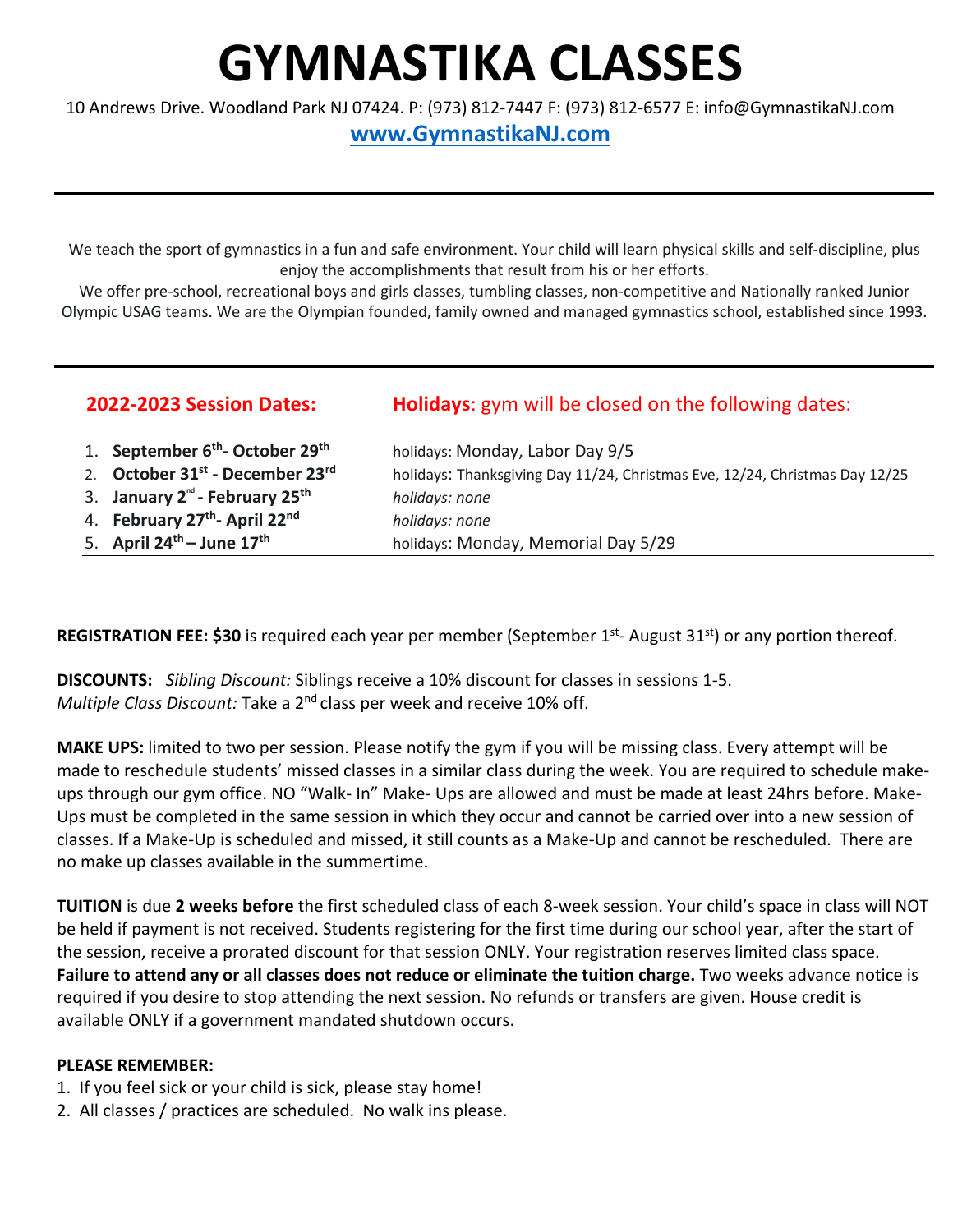# GYMNASTIKA CLASSES

10 Andrews Drive. Woodland Park NJ 07424. P: (973) 812-7447 F: (973) 812-6577 E: info@GymnastikaNJ.com

**www.GymnastikaNJ.com**

---

We teach the sport of gymnastics in a fun and safe environment. Your child will learn physical skills and self-discipline, plus enjoy the accomplishments that result from his or her efforts.

We offer pre-school, recreational boys and girls classes, tumbling classes, non-competitive and Nationally ranked Junior Olympic USAG teams. We are the Olympian founded, family owned and managed gymnastics school, established since 1993.

---

| 2022-2023 Session Dates: | Holidays: gym will be closed on the following dates: |
|---|---|
| 1. **September 6th- October 29th** | holidays: Monday, Labor Day 9/5 |
| 2. **October 31st - December 23rd** | holidays: Thanksgiving Day 11/24, Christmas Eve, 12/24, Christmas Day 12/25 |
| 3. **January 2nd - February 25th** | *holidays: none* |
| 4. **February 27th- April 22nd** | *holidays: none* |
| 5. **April 24th – June 17th** | holidays: Monday, Memorial Day 5/29 |

**REGISTRATION FEE: $30** is required each year per member (September 1st- August 31st) or any portion thereof.

**DISCOUNTS:** *Sibling Discount:* Siblings receive a 10% discount for classes in sessions 1-5.
*Multiple Class Discount:* Take a 2nd class per week and receive 10% off.

**MAKE UPS:** limited to two per session. Please notify the gym if you will be missing class. Every attempt will be made to reschedule students' missed classes in a similar class during the week. You are required to schedule make-ups through our gym office. NO "Walk- In" Make- Ups are allowed and must be made at least 24hrs before. Make-Ups must be completed in the same session in which they occur and cannot be carried over into a new session of classes. If a Make-Up is scheduled and missed, it still counts as a Make-Up and cannot be rescheduled. There are no make up classes available in the summertime.

**TUITION** is due **2 weeks before** the first scheduled class of each 8-week session. Your child's space in class will NOT be held if payment is not received. Students registering for the first time during our school year, after the start of the session, receive a prorated discount for that session ONLY. Your registration reserves limited class space. **Failure to attend any or all classes does not reduce or eliminate the tuition charge.** Two weeks advance notice is required if you desire to stop attending the next session. No refunds or transfers are given. House credit is available ONLY if a government mandated shutdown occurs.

**PLEASE REMEMBER:**

1. If you feel sick or your child is sick, please stay home!
2. All classes / practices are scheduled. No walk ins please.